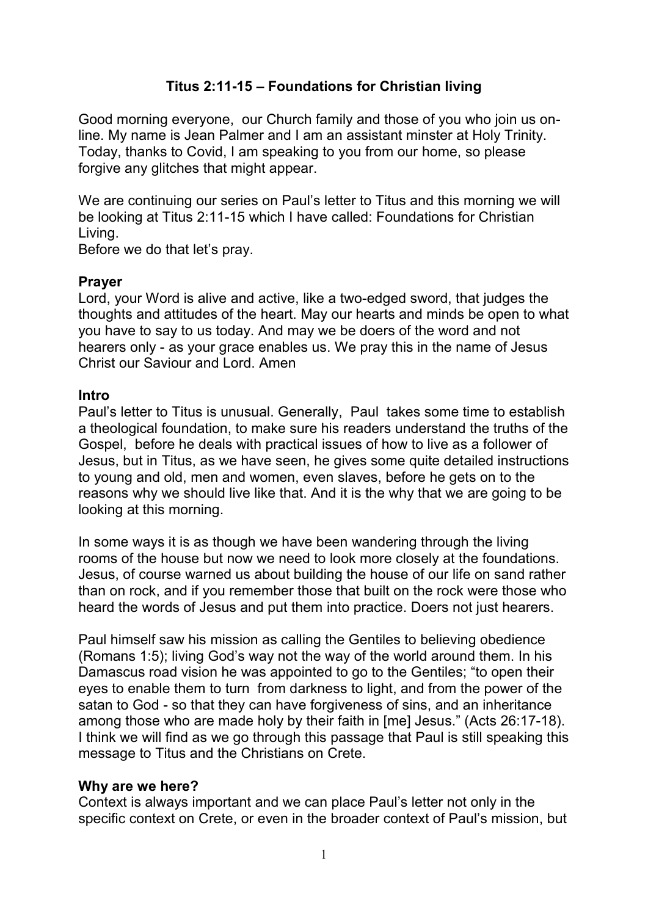# Titus 2:11-15 – Foundations for Christian living

Good morning everyone, our Church family and those of you who join us on-line. My name is Jean Palmer and I am an assistant minster at Holy Trinity. Today, thanks to Covid, I am speaking to you from our home, so please forgive any glitches that might appear.

We are continuing our series on Paul's letter to Titus and this morning we will be looking at Titus 2:11-15 which I have called: Foundations for Christian Living.
Before we do that let's pray.

**Prayer**
Lord, your Word is alive and active, like a two-edged sword, that judges the thoughts and attitudes of the heart. May our hearts and minds be open to what you have to say to us today. And may we be doers of the word and not hearers only - as your grace enables us. We pray this in the name of Jesus Christ our Saviour and Lord. Amen

**Intro**
Paul's letter to Titus is unusual. Generally, Paul takes some time to establish a theological foundation, to make sure his readers understand the truths of the Gospel, before he deals with practical issues of how to live as a follower of Jesus, but in Titus, as we have seen, he gives some quite detailed instructions to young and old, men and women, even slaves, before he gets on to the reasons why we should live like that. And it is the why that we are going to be looking at this morning.

In some ways it is as though we have been wandering through the living rooms of the house but now we need to look more closely at the foundations. Jesus, of course warned us about building the house of our life on sand rather than on rock, and if you remember those that built on the rock were those who heard the words of Jesus and put them into practice. Doers not just hearers.

Paul himself saw his mission as calling the Gentiles to believing obedience (Romans 1:5); living God's way not the way of the world around them. In his Damascus road vision he was appointed to go to the Gentiles; "to open their eyes to enable them to turn from darkness to light, and from the power of the satan to God - so that they can have forgiveness of sins, and an inheritance among those who are made holy by their faith in [me] Jesus." (Acts 26:17-18). I think we will find as we go through this passage that Paul is still speaking this message to Titus and the Christians on Crete.

**Why are we here?**
Context is always important and we can place Paul's letter not only in the specific context on Crete, or even in the broader context of Paul's mission, but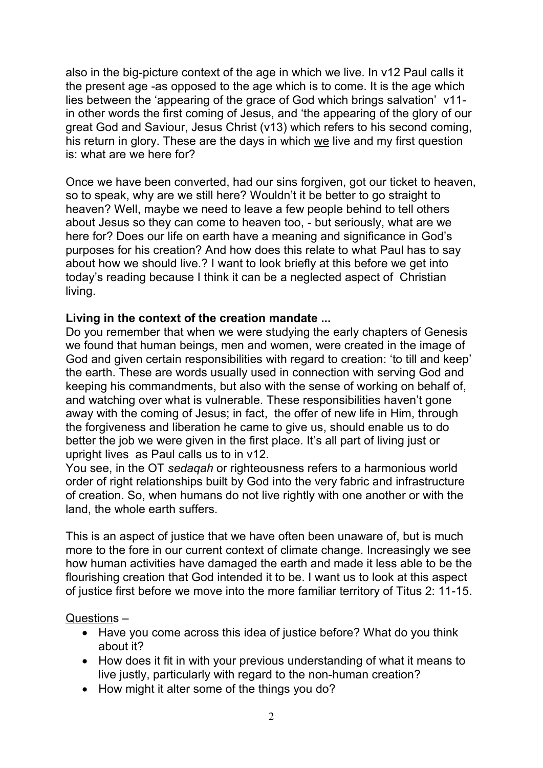also in the big-picture context of the age in which we live. In v12 Paul calls it the present age -as opposed to the age which is to come. It is the age which lies between the 'appearing of the grace of God which brings salvation' v11- in other words the first coming of Jesus, and 'the appearing of the glory of our great God and Saviour, Jesus Christ (v13) which refers to his second coming, his return in glory. These are the days in which <u>we</u> live and my first question is: what are we here for?

Once we have been converted, had our sins forgiven, got our ticket to heaven, so to speak, why are we still here? Wouldn't it be better to go straight to heaven? Well, maybe we need to leave a few people behind to tell others about Jesus so they can come to heaven too, - but seriously, what are we here for? Does our life on earth have a meaning and significance in God's purposes for his creation? And how does this relate to what Paul has to say about how we should live.? I want to look briefly at this before we get into today's reading because I think it can be a neglected aspect of Christian living.

**Living in the context of the creation mandate ...**

Do you remember that when we were studying the early chapters of Genesis we found that human beings, men and women, were created in the image of God and given certain responsibilities with regard to creation: 'to till and keep' the earth. These are words usually used in connection with serving God and keeping his commandments, but also with the sense of working on behalf of, and watching over what is vulnerable. These responsibilities haven't gone away with the coming of Jesus; in fact, the offer of new life in Him, through the forgiveness and liberation he came to give us, should enable us to do better the job we were given in the first place. It's all part of living just or upright lives as Paul calls us to in v12.

You see, in the OT *sedaqah* or righteousness refers to a harmonious world order of right relationships built by God into the very fabric and infrastructure of creation. So, when humans do not live rightly with one another or with the land, the whole earth suffers.

This is an aspect of justice that we have often been unaware of, but is much more to the fore in our current context of climate change. Increasingly we see how human activities have damaged the earth and made it less able to be the flourishing creation that God intended it to be. I want us to look at this aspect of justice first before we move into the more familiar territory of Titus 2: 11-15.

<u>Questions</u> –

- Have you come across this idea of justice before? What do you think about it?
- How does it fit in with your previous understanding of what it means to live justly, particularly with regard to the non-human creation?
- How might it alter some of the things you do?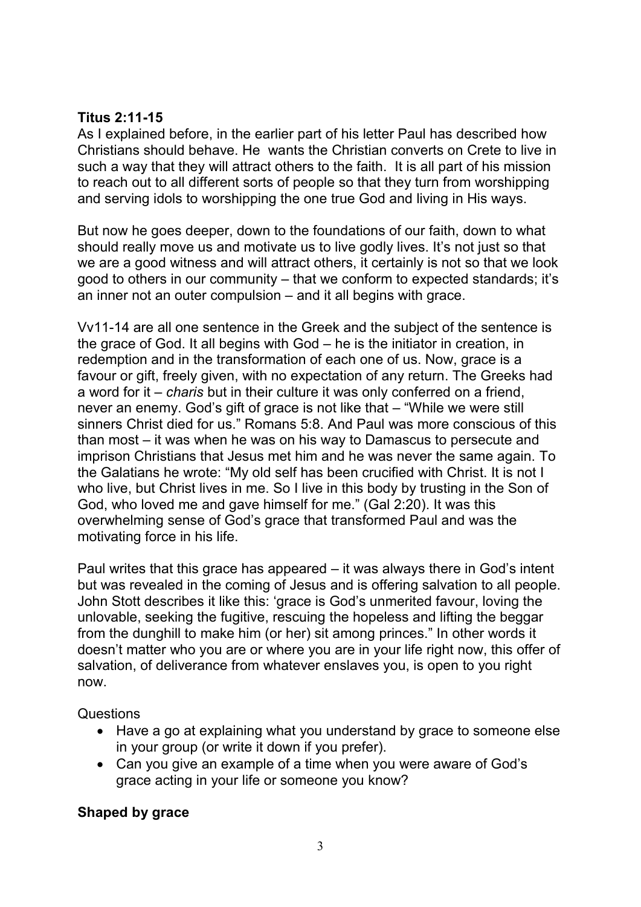**Titus 2:11-15**

As I explained before, in the earlier part of his letter Paul has described how Christians should behave. He wants the Christian converts on Crete to live in such a way that they will attract others to the faith. It is all part of his mission to reach out to all different sorts of people so that they turn from worshipping and serving idols to worshipping the one true God and living in His ways.

But now he goes deeper, down to the foundations of our faith, down to what should really move us and motivate us to live godly lives. It's not just so that we are a good witness and will attract others, it certainly is not so that we look good to others in our community – that we conform to expected standards; it's an inner not an outer compulsion – and it all begins with grace.

Vv11-14 are all one sentence in the Greek and the subject of the sentence is the grace of God. It all begins with God – he is the initiator in creation, in redemption and in the transformation of each one of us. Now, grace is a favour or gift, freely given, with no expectation of any return. The Greeks had a word for it – *charis* but in their culture it was only conferred on a friend, never an enemy. God's gift of grace is not like that – "While we were still sinners Christ died for us." Romans 5:8. And Paul was more conscious of this than most – it was when he was on his way to Damascus to persecute and imprison Christians that Jesus met him and he was never the same again. To the Galatians he wrote: "My old self has been crucified with Christ. It is not I who live, but Christ lives in me. So I live in this body by trusting in the Son of God, who loved me and gave himself for me." (Gal 2:20). It was this overwhelming sense of God's grace that transformed Paul and was the motivating force in his life.

Paul writes that this grace has appeared – it was always there in God's intent but was revealed in the coming of Jesus and is offering salvation to all people. John Stott describes it like this: 'grace is God's unmerited favour, loving the unlovable, seeking the fugitive, rescuing the hopeless and lifting the beggar from the dunghill to make him (or her) sit among princes." In other words it doesn't matter who you are or where you are in your life right now, this offer of salvation, of deliverance from whatever enslaves you, is open to you right now.

Questions

- Have a go at explaining what you understand by grace to someone else in your group (or write it down if you prefer).
- Can you give an example of a time when you were aware of God's grace acting in your life or someone you know?

**Shaped by grace**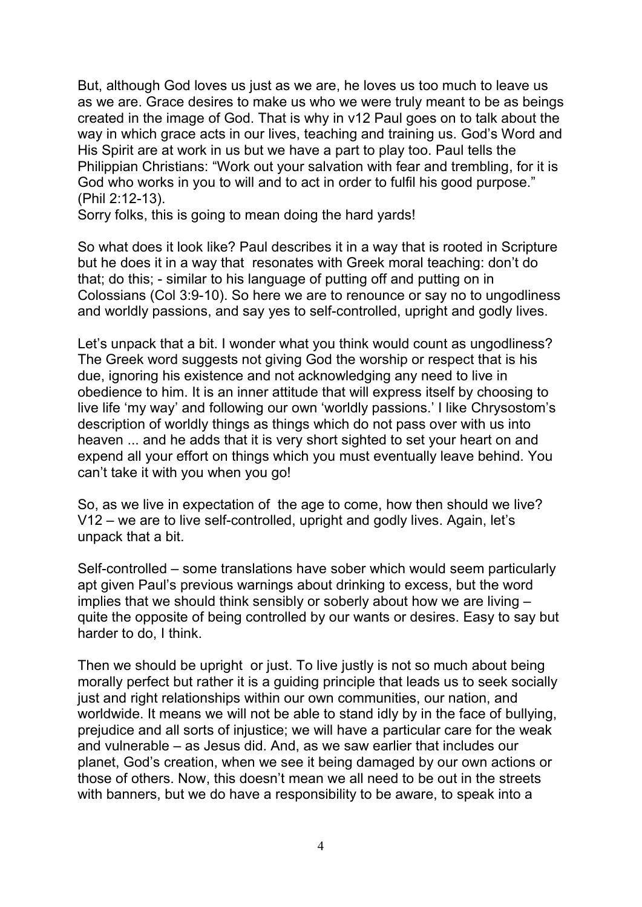But, although God loves us just as we are, he loves us too much to leave us as we are. Grace desires to make us who we were truly meant to be as beings created in the image of God. That is why in v12 Paul goes on to talk about the way in which grace acts in our lives, teaching and training us. God's Word and His Spirit are at work in us but we have a part to play too. Paul tells the Philippian Christians: "Work out your salvation with fear and trembling, for it is God who works in you to will and to act in order to fulfil his good purpose." (Phil 2:12-13).
Sorry folks, this is going to mean doing the hard yards!

So what does it look like? Paul describes it in a way that is rooted in Scripture but he does it in a way that resonates with Greek moral teaching: don't do that; do this; - similar to his language of putting off and putting on in Colossians (Col 3:9-10). So here we are to renounce or say no to ungodliness and worldly passions, and say yes to self-controlled, upright and godly lives.

Let's unpack that a bit. I wonder what you think would count as ungodliness? The Greek word suggests not giving God the worship or respect that is his due, ignoring his existence and not acknowledging any need to live in obedience to him. It is an inner attitude that will express itself by choosing to live life 'my way' and following our own 'worldly passions.' I like Chrysostom's description of worldly things as things which do not pass over with us into heaven ... and he adds that it is very short sighted to set your heart on and expend all your effort on things which you must eventually leave behind. You can't take it with you when you go!

So, as we live in expectation of the age to come, how then should we live? V12 – we are to live self-controlled, upright and godly lives. Again, let's unpack that a bit.

Self-controlled – some translations have sober which would seem particularly apt given Paul's previous warnings about drinking to excess, but the word implies that we should think sensibly or soberly about how we are living – quite the opposite of being controlled by our wants or desires. Easy to say but harder to do, I think.

Then we should be upright or just. To live justly is not so much about being morally perfect but rather it is a guiding principle that leads us to seek socially just and right relationships within our own communities, our nation, and worldwide. It means we will not be able to stand idly by in the face of bullying, prejudice and all sorts of injustice; we will have a particular care for the weak and vulnerable – as Jesus did. And, as we saw earlier that includes our planet, God's creation, when we see it being damaged by our own actions or those of others. Now, this doesn't mean we all need to be out in the streets with banners, but we do have a responsibility to be aware, to speak into a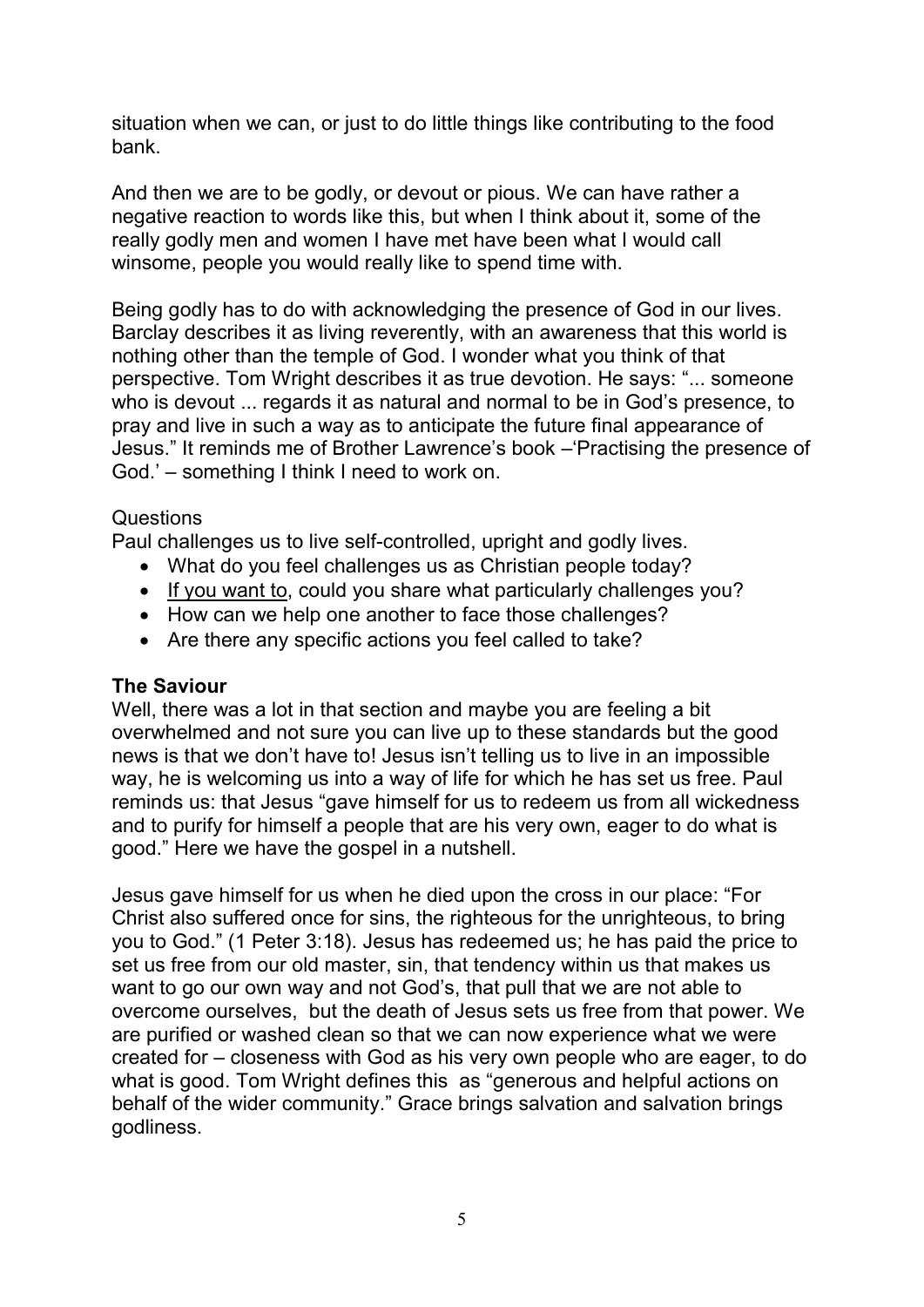situation when we can, or just to do little things like contributing to the food bank.

And then we are to be godly, or devout or pious. We can have rather a negative reaction to words like this, but when I think about it, some of the really godly men and women I have met have been what I would call winsome, people you would really like to spend time with.

Being godly has to do with acknowledging the presence of God in our lives. Barclay describes it as living reverently, with an awareness that this world is nothing other than the temple of God. I wonder what you think of that perspective. Tom Wright describes it as true devotion. He says: "... someone who is devout ... regards it as natural and normal to be in God's presence, to pray and live in such a way as to anticipate the future final appearance of Jesus." It reminds me of Brother Lawrence's book –'Practising the presence of God.' – something I think I need to work on.

Questions

Paul challenges us to live self-controlled, upright and godly lives.

- What do you feel challenges us as Christian people today?
- If you want to, could you share what particularly challenges you?
- How can we help one another to face those challenges?
- Are there any specific actions you feel called to take?

**The Saviour**

Well, there was a lot in that section and maybe you are feeling a bit overwhelmed and not sure you can live up to these standards but the good news is that we don't have to! Jesus isn't telling us to live in an impossible way, he is welcoming us into a way of life for which he has set us free. Paul reminds us: that Jesus "gave himself for us to redeem us from all wickedness and to purify for himself a people that are his very own, eager to do what is good." Here we have the gospel in a nutshell.

Jesus gave himself for us when he died upon the cross in our place: "For Christ also suffered once for sins, the righteous for the unrighteous, to bring you to God." (1 Peter 3:18). Jesus has redeemed us; he has paid the price to set us free from our old master, sin, that tendency within us that makes us want to go our own way and not God's, that pull that we are not able to overcome ourselves, but the death of Jesus sets us free from that power. We are purified or washed clean so that we can now experience what we were created for – closeness with God as his very own people who are eager, to do what is good. Tom Wright defines this as "generous and helpful actions on behalf of the wider community." Grace brings salvation and salvation brings godliness.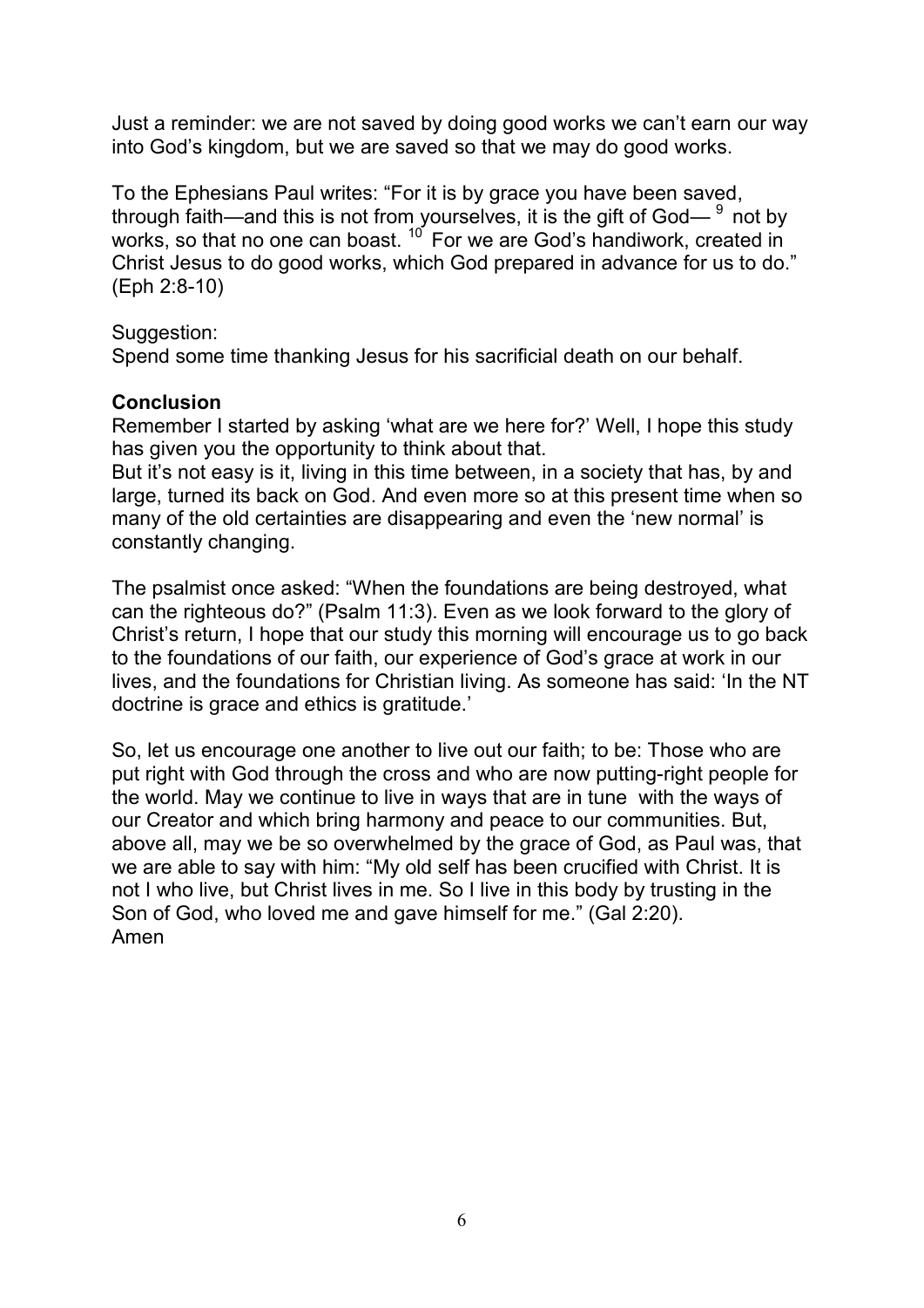Just a reminder: we are not saved by doing good works we can't earn our way into God's kingdom, but we are saved so that we may do good works.

To the Ephesians Paul writes: "For it is by grace you have been saved, through faith—and this is not from yourselves, it is the gift of God— [9] not by works, so that no one can boast. [10] For we are God's handiwork, created in Christ Jesus to do good works, which God prepared in advance for us to do." (Eph 2:8-10)

Suggestion:
Spend some time thanking Jesus for his sacrificial death on our behalf.

**Conclusion**
Remember I started by asking 'what are we here for?' Well, I hope this study has given you the opportunity to think about that.
But it's not easy is it, living in this time between, in a society that has, by and large, turned its back on God. And even more so at this present time when so many of the old certainties are disappearing and even the 'new normal' is constantly changing.

The psalmist once asked: "When the foundations are being destroyed, what can the righteous do?" (Psalm 11:3). Even as we look forward to the glory of Christ's return, I hope that our study this morning will encourage us to go back to the foundations of our faith, our experience of God's grace at work in our lives, and the foundations for Christian living. As someone has said: 'In the NT doctrine is grace and ethics is gratitude.'

So, let us encourage one another to live out our faith; to be: Those who are put right with God through the cross and who are now putting-right people for the world. May we continue to live in ways that are in tune with the ways of our Creator and which bring harmony and peace to our communities. But, above all, may we be so overwhelmed by the grace of God, as Paul was, that we are able to say with him: "My old self has been crucified with Christ. It is not I who live, but Christ lives in me. So I live in this body by trusting in the Son of God, who loved me and gave himself for me." (Gal 2:20).
Amen